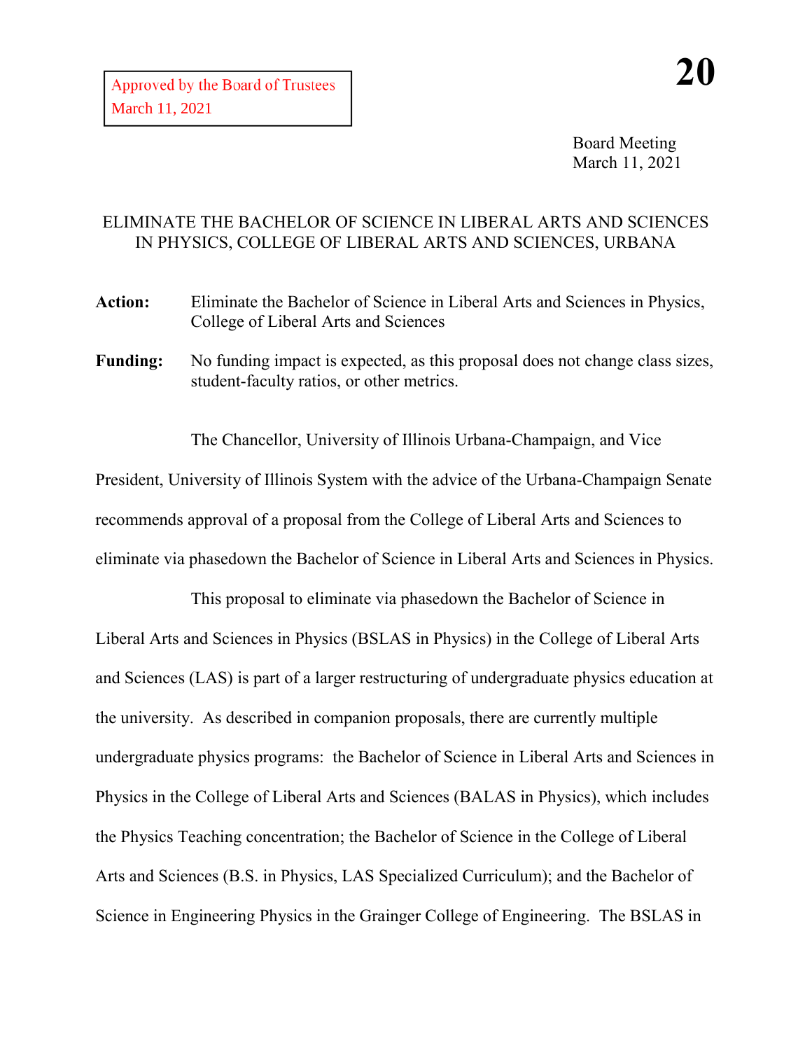Approved by the Board of Trustees
March 11, 2021

**20**

Board Meeting
March 11, 2021

# ELIMINATE THE BACHELOR OF SCIENCE IN LIBERAL ARTS AND SCIENCES IN PHYSICS, COLLEGE OF LIBERAL ARTS AND SCIENCES, URBANA

**Action:** Eliminate the Bachelor of Science in Liberal Arts and Sciences in Physics, College of Liberal Arts and Sciences

**Funding:** No funding impact is expected, as this proposal does not change class sizes, student-faculty ratios, or other metrics.

The Chancellor, University of Illinois Urbana-Champaign, and Vice President, University of Illinois System with the advice of the Urbana-Champaign Senate recommends approval of a proposal from the College of Liberal Arts and Sciences to eliminate via phasedown the Bachelor of Science in Liberal Arts and Sciences in Physics.

This proposal to eliminate via phasedown the Bachelor of Science in Liberal Arts and Sciences in Physics (BSLAS in Physics) in the College of Liberal Arts and Sciences (LAS) is part of a larger restructuring of undergraduate physics education at the university. As described in companion proposals, there are currently multiple undergraduate physics programs: the Bachelor of Science in Liberal Arts and Sciences in Physics in the College of Liberal Arts and Sciences (BALAS in Physics), which includes the Physics Teaching concentration; the Bachelor of Science in the College of Liberal Arts and Sciences (B.S. in Physics, LAS Specialized Curriculum); and the Bachelor of Science in Engineering Physics in the Grainger College of Engineering. The BSLAS in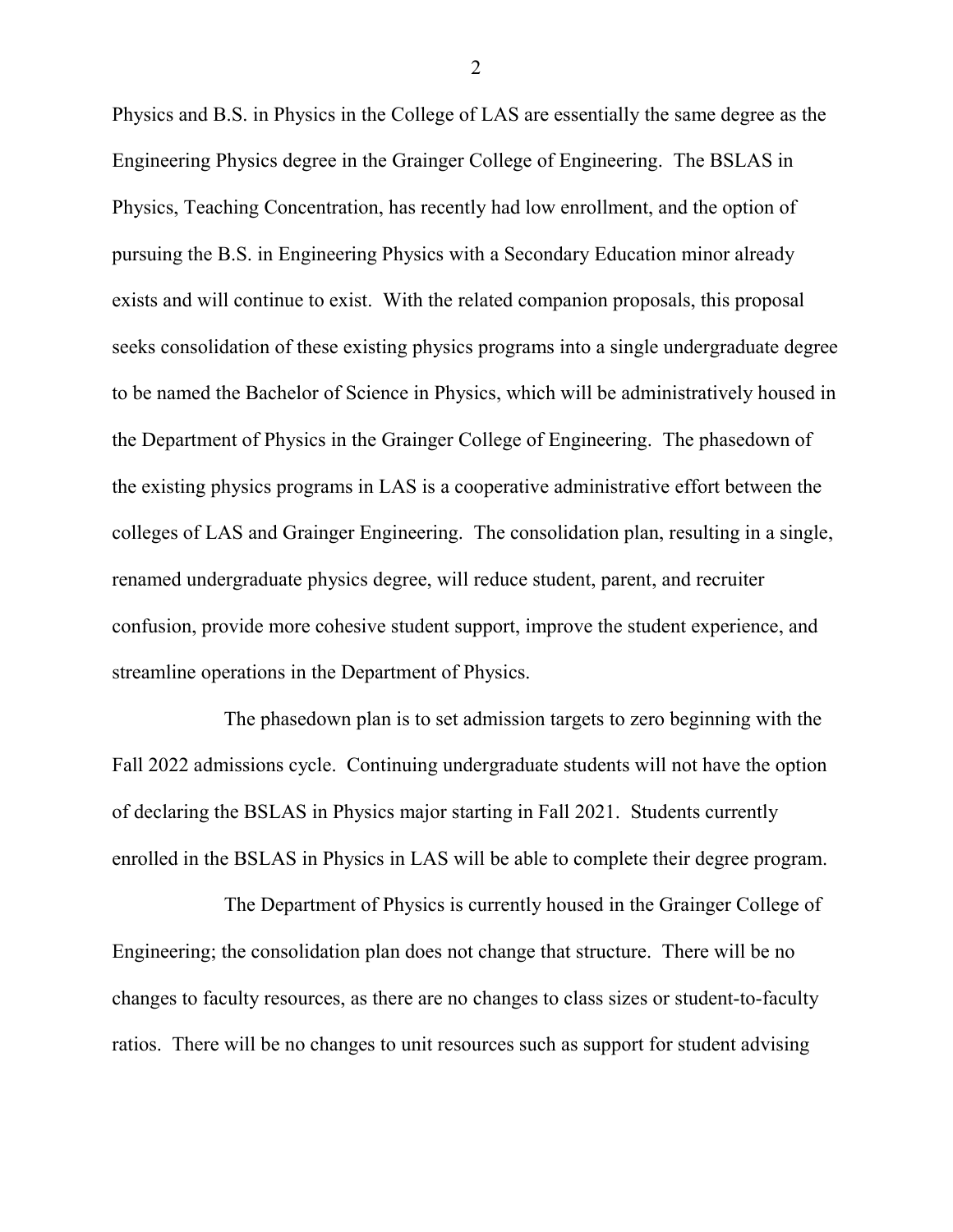Physics and B.S. in Physics in the College of LAS are essentially the same degree as the Engineering Physics degree in the Grainger College of Engineering. The BSLAS in Physics, Teaching Concentration, has recently had low enrollment, and the option of pursuing the B.S. in Engineering Physics with a Secondary Education minor already exists and will continue to exist. With the related companion proposals, this proposal seeks consolidation of these existing physics programs into a single undergraduate degree to be named the Bachelor of Science in Physics, which will be administratively housed in the Department of Physics in the Grainger College of Engineering. The phasedown of the existing physics programs in LAS is a cooperative administrative effort between the colleges of LAS and Grainger Engineering. The consolidation plan, resulting in a single, renamed undergraduate physics degree, will reduce student, parent, and recruiter confusion, provide more cohesive student support, improve the student experience, and streamline operations in the Department of Physics.

The phasedown plan is to set admission targets to zero beginning with the Fall 2022 admissions cycle. Continuing undergraduate students will not have the option of declaring the BSLAS in Physics major starting in Fall 2021. Students currently enrolled in the BSLAS in Physics in LAS will be able to complete their degree program.

The Department of Physics is currently housed in the Grainger College of Engineering; the consolidation plan does not change that structure. There will be no changes to faculty resources, as there are no changes to class sizes or student-to-faculty ratios. There will be no changes to unit resources such as support for student advising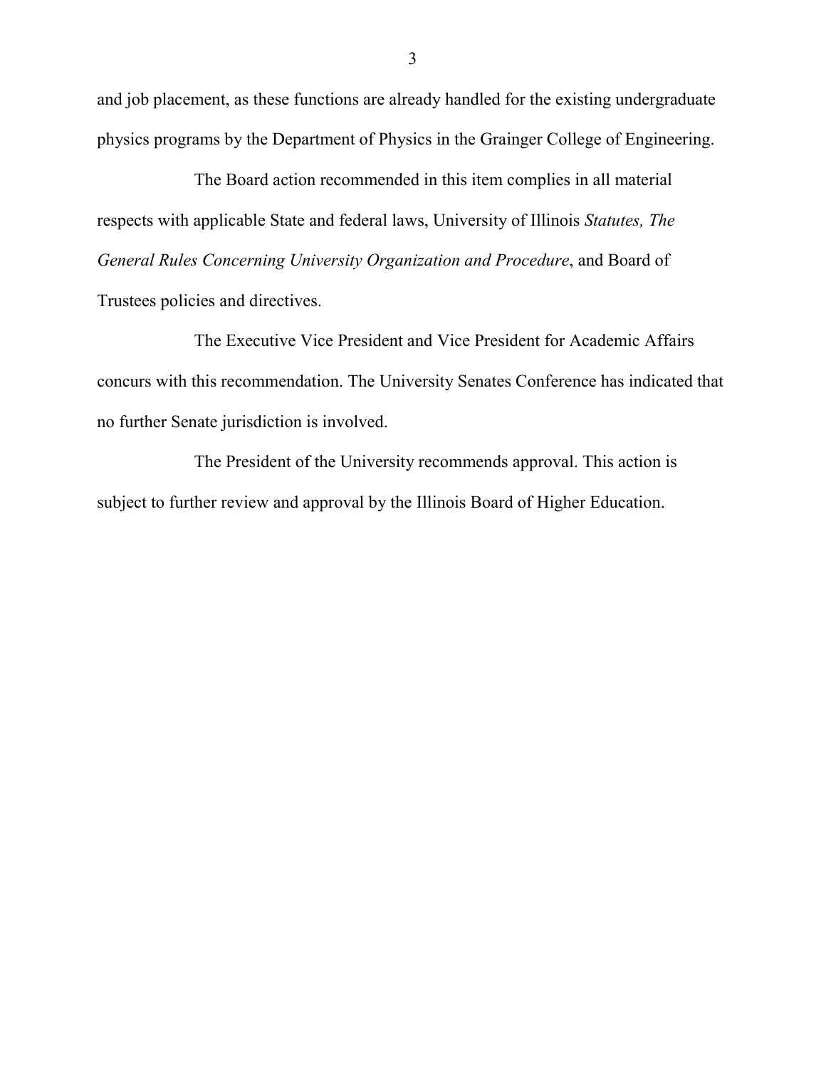and job placement, as these functions are already handled for the existing undergraduate physics programs by the Department of Physics in the Grainger College of Engineering.

The Board action recommended in this item complies in all material respects with applicable State and federal laws, University of Illinois *Statutes, The General Rules Concerning University Organization and Procedure*, and Board of Trustees policies and directives.

The Executive Vice President and Vice President for Academic Affairs concurs with this recommendation. The University Senates Conference has indicated that no further Senate jurisdiction is involved.

The President of the University recommends approval. This action is subject to further review and approval by the Illinois Board of Higher Education.